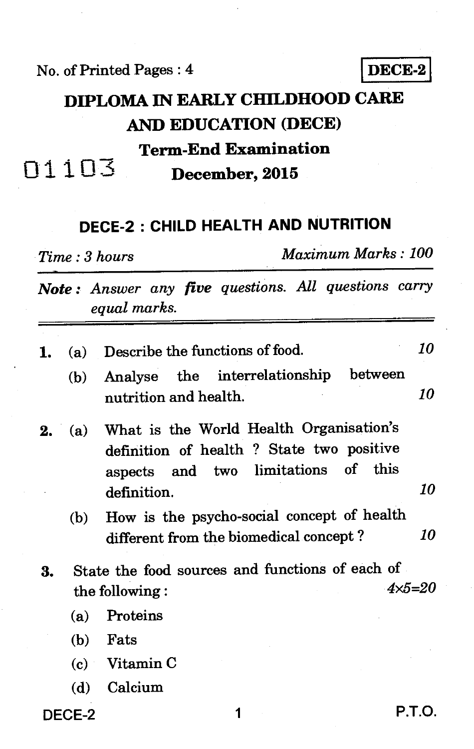No. of Printed Pages : 4

**DECE-2**

# DIPLOMA IN EARLY CHILDHOOD CARE AND EDUCATION (DECE)

## Term-End Examination

01103

## December, 2015

## DECE-2 : CHILD HEALTH AND NUTRITION

*Time : 3 hours* *Maximum Marks : 100*

***Note :** Answer any **five** questions. All questions carry equal marks.*

1. (a) Describe the functions of food. *10*

   (b) Analyse the interrelationship between nutrition and health. *10*

2. (a) What is the World Health Organisation's definition of health ? State two positive aspects and two limitations of this definition. *10*

   (b) How is the psycho-social concept of health different from the biomedical concept ? *10*

3. State the food sources and functions of each of the following : *4×5=20*

   (a) Proteins

   (b) Fats

   (c) Vitamin C

   (d) Calcium

P.T.O.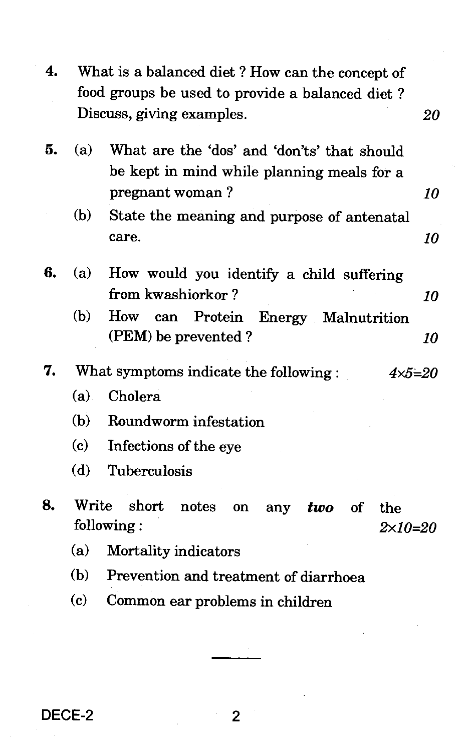4. What is a balanced diet ? How can the concept of food groups be used to provide a balanced diet ? Discuss, giving examples. *20*

5. (a) What are the 'dos' and 'don'ts' that should be kept in mind while planning meals for a pregnant woman ? *10*

   (b) State the meaning and purpose of antenatal care. *10*

6. (a) How would you identify a child suffering from kwashiorkor ? *10*

   (b) How can Protein Energy Malnutrition (PEM) be prevented ? *10*

7. What symptoms indicate the following : *4×5=20*

   (a) Cholera

   (b) Roundworm infestation

   (c) Infections of the eye

   (d) Tuberculosis

8. Write short notes on any ***two*** of the following : *2×10=20*

   (a) Mortality indicators

   (b) Prevention and treatment of diarrhoea

   (c) Common ear problems in children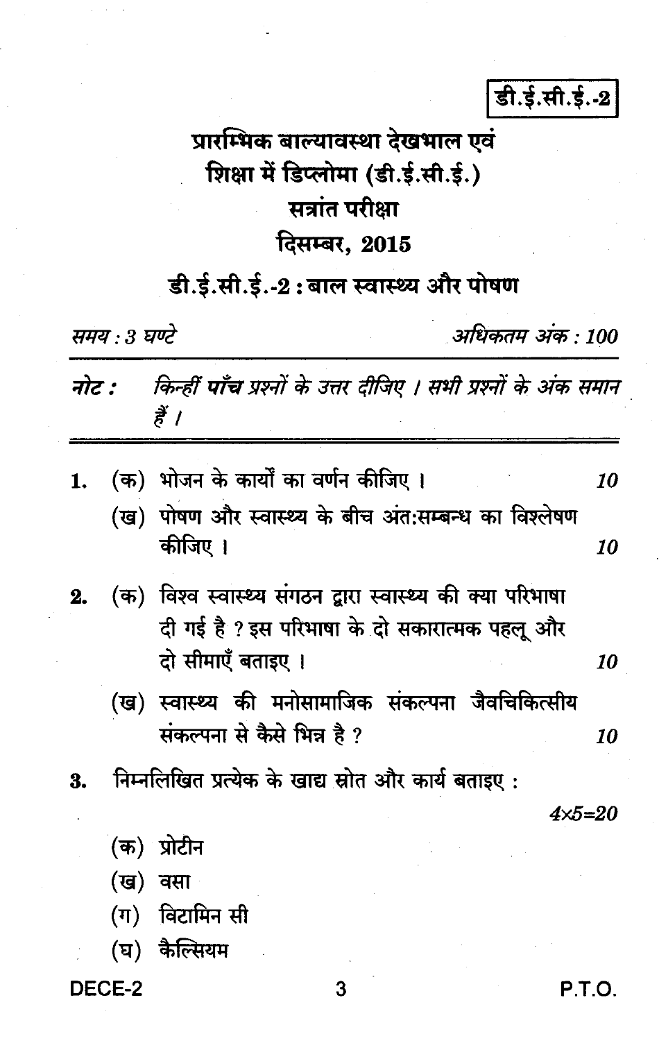डी.ई.सी.ई.-2

# प्रारम्भिक बाल्यावस्था देखभाल एवं शिक्षा में डिप्लोमा (डी.ई.सी.ई.)

## सत्रांत परीक्षा

## दिसम्बर, 2015

## डी.ई.सी.ई.-2 : बाल स्वास्थ्य और पोषण

*समय : 3 घण्टे* *अधिकतम अंक : 100*

---

***नोट :*** *किन्हीं **पाँच** प्रश्नों के उत्तर दीजिए । सभी प्रश्नों के अंक समान हैं ।*

---

1. (क) भोजन के कार्यों का वर्णन कीजिए । *10*

   (ख) पोषण और स्वास्थ्य के बीच अंत:सम्बन्ध का विश्लेषण कीजिए । *10*

2. (क) विश्व स्वास्थ्य संगठन द्वारा स्वास्थ्य की क्या परिभाषा दी गई है ? इस परिभाषा के दो सकारात्मक पहलू और दो सीमाएँ बताइए । *10*

   (ख) स्वास्थ्य की मनोसामाजिक संकल्पना जैवचिकित्सीय संकल्पना से कैसे भिन्न है ? *10*

3. निम्नलिखित प्रत्येक के खाद्य स्रोत और कार्य बताइए : *4×5=20*

   (क) प्रोटीन

   (ख) वसा

   (ग) विटामिन सी

   (घ) कैल्सियम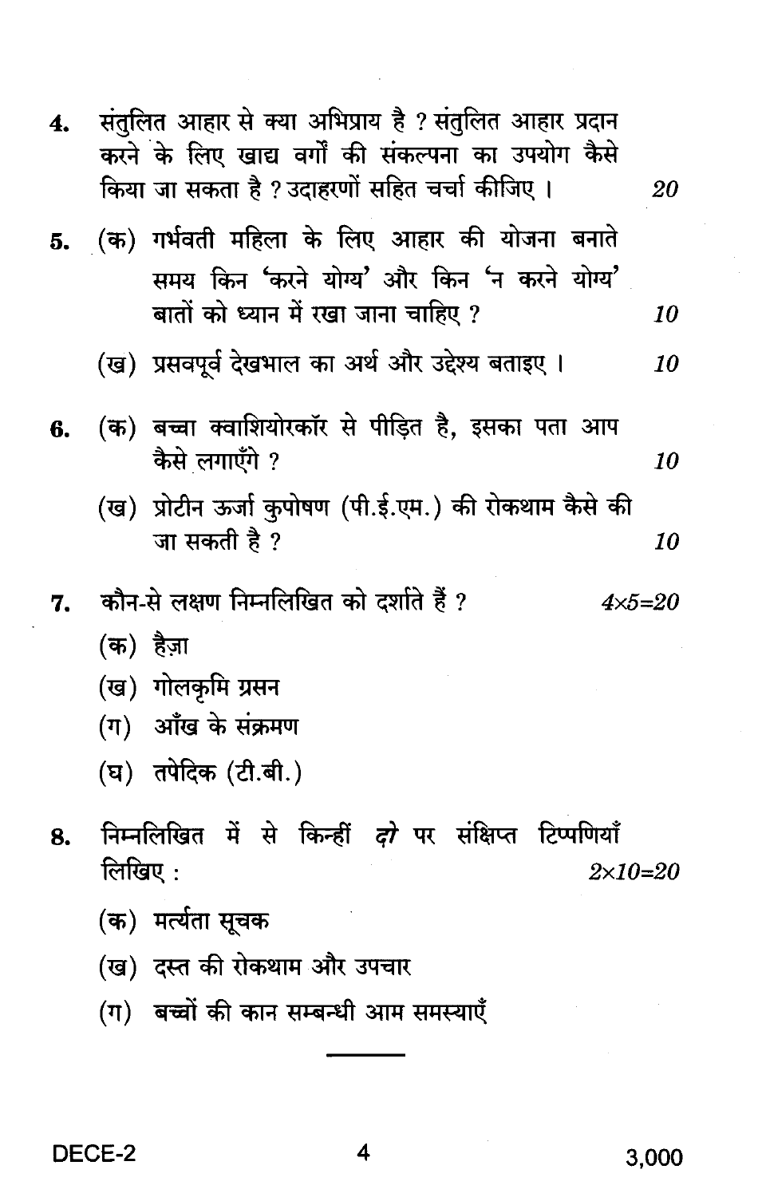4. संतुलित आहार से क्या अभिप्राय है ? संतुलित आहार प्रदान करने के लिए खाद्य वर्गों की संकल्पना का उपयोग कैसे किया जा सकता है ? उदाहरणों सहित चर्चा कीजिए । *20*

5. (क) गर्भवती महिला के लिए आहार की योजना बनाते समय किन 'करने योग्य' और किन 'न करने योग्य' बातों को ध्यान में रखा जाना चाहिए ? *10*

   (ख) प्रसवपूर्व देखभाल का अर्थ और उद्देश्य बताइए । *10*

6. (क) बच्चा क्वाशियोरकॉर से पीड़ित है, इसका पता आप कैसे लगाएँगे ? *10*

   (ख) प्रोटीन ऊर्जा कुपोषण (पी.ई.एम.) की रोकथाम कैसे की जा सकती है ? *10*

7. कौन-से लक्षण निम्नलिखित को दर्शाते हैं ? *4×5=20*

   (क) हैज़ा

   (ख) गोलकृमि ग्रसन

   (ग) आँख के संक्रमण

   (घ) तपेदिक (टी.बी.)

8. निम्नलिखित में से किन्हीं *दो* पर संक्षिप्त टिप्पणियाँ लिखिए : *2×10=20*

   (क) मर्त्यता सूचक

   (ख) दस्त की रोकथाम और उपचार

   (ग) बच्चों की कान सम्बन्धी आम समस्याएँ

---

DECE-2 3,000